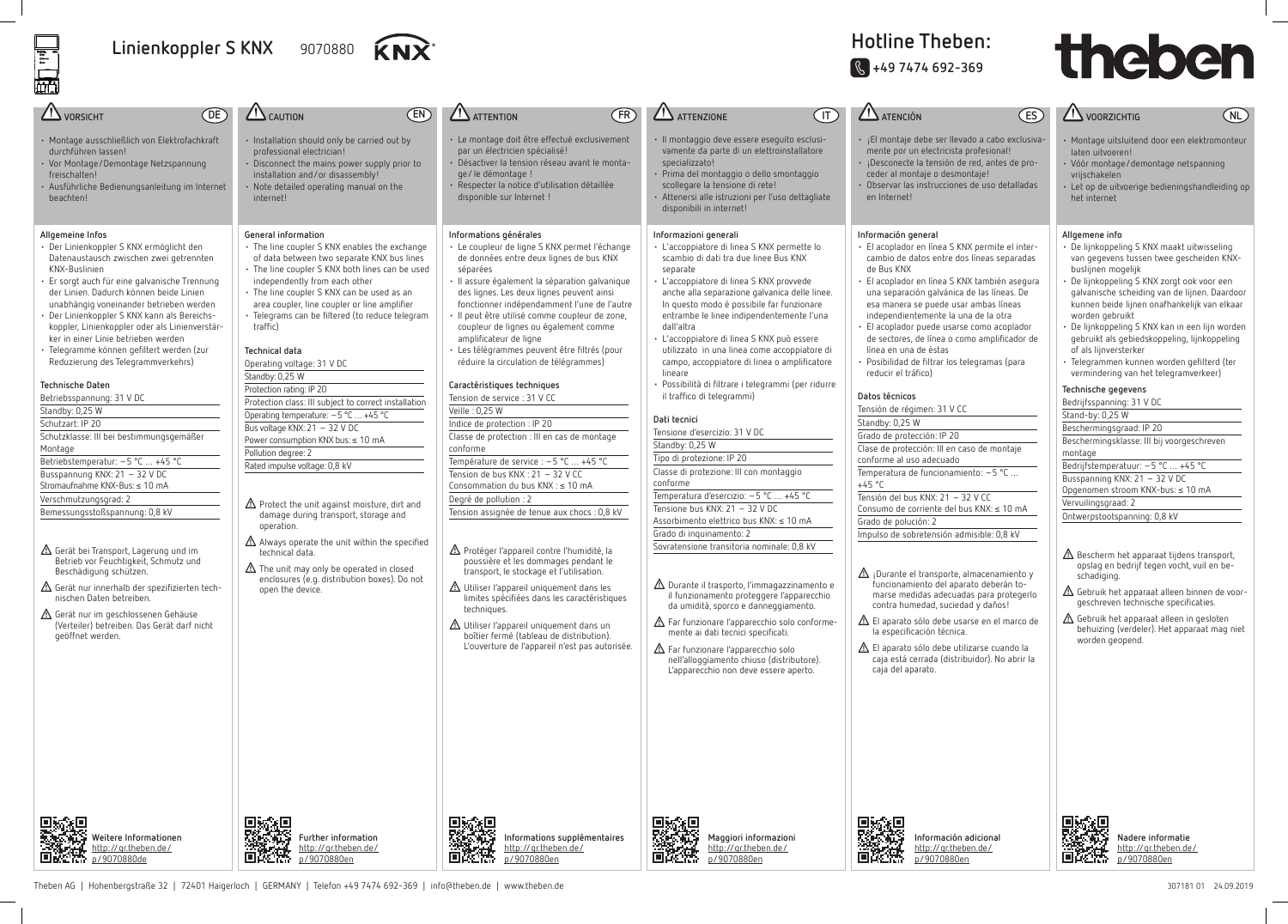# Linienkoppler S KNX 9070880

**Hotline Theben:**
+49 7474 692-369

## VORSICHT (DE)

- Montage ausschließlich von Elektrofachkraft durchführen lassen!
- Vor Montage/Demontage Netzspannung freischalten!
- Ausführliche Bedienungsanleitung im Internet beachten!

### Allgemeine Infos

- Der Linienkoppler S KNX ermöglicht den Datenaustausch zwischen zwei getrennten KNX-Buslinien
- Er sorgt auch für eine galvanische Trennung der Linien. Dadurch können beide Linien unabhängig voneinander betrieben werden
- Der Linienkoppler S KNX kann als Bereichskoppler, Linienkoppler oder als Linienverstärker in einer Linie betrieben werden
- Telegramme können gefiltert werden (zur Reduzierung des Telegrammverkehrs)

### Technische Daten

Betriebsspannung: 31 V DC
Standby: 0,25 W
Schutzart: IP 20
Schutzklasse: III bei bestimmungsgemäßer Montage
Betriebstemperatur: −5 °C ... +45 °C
Busspannung KNX: 21 − 32 V DC
Stromaufnahme KNX-Bus: ≤ 10 mA
Verschmutzungsgrad: 2
Bemessungsstoßspannung: 0,8 kV

⚠ Gerät bei Transport, Lagerung und im Betrieb vor Feuchtigkeit, Schmutz und Beschädigung schützen.

⚠ Gerät nur innerhalb der spezifizierten technischen Daten betreiben.

⚠ Gerät nur im geschlossenen Gehäuse (Verteiler) betreiben. Das Gerät darf nicht geöffnet werden.

Weitere Informationen
http://qr.theben.de/p/9070880de

## CAUTION (EN)

- Installation should only be carried out by professional electrician!
- Disconnect the mains power supply prior to installation and/or disassembly!
- Note detailed operating manual on the internet!

### General information

- The line coupler S KNX enables the exchange of data between two separate KNX bus lines
- The line coupler S KNX both lines can be used independently from each other
- The line coupler S KNX can be used as an area coupler, line coupler or line amplifier
- Telegrams can be filtered (to reduce telegram traffic)

### Technical data

Operating voltage: 31 V DC
Standby: 0,25 W
Protection rating: IP 20
Protection class: III subject to correct installation
Operating temperature: −5 °C ... +45 °C
Bus voltage KNX: 21 − 32 V DC
Power consumption KNX bus: ≤ 10 mA
Pollution degree: 2
Rated impulse voltage: 0,8 kV

⚠ Protect the unit against moisture, dirt and damage during transport, storage and operation.

⚠ Always operate the unit within the specified technical data.

⚠ The unit may only be operated in closed enclosures (e.g. distribution boxes). Do not open the device.

Further information
http://qr.theben.de/p/9070880en

## ATTENTION (FR)

- Le montage doit être effectué exclusivement par un électricien spécialisé !
- Désactiver la tension réseau avant le montage/le démontage !
- Respecter la notice d'utilisation détaillée disponible sur Internet !

### Informations générales

- Le coupleur de ligne S KNX permet l'échange de données entre deux lignes de bus KNX séparées
- Il assure également la séparation galvanique des lignes. Les deux lignes peuvent ainsi fonctionner indépendamment l'une de l'autre
- Il peut être utilisé comme coupleur de zone, coupleur de lignes ou également comme amplificateur de ligne
- Les télégrammes peuvent être filtrés (pour réduire la circulation de télégrammes)

### Caractéristiques techniques

Tension de service : 31 V CC
Veille : 0,25 W
Indice de protection : IP 20
Classe de protection : III en cas de montage conforme
Température de service : −5 °C ... +45 °C
Tension de bus KNX : 21 − 32 V CC
Consommation du bus KNX : ≤ 10 mA
Degré de pollution : 2
Tension assignée de tenue aux chocs : 0,8 kV

⚠ Protéger l'appareil contre l'humidité, la poussière et les dommages pendant le transport, le stockage et l'utilisation.

⚠ Utiliser l'appareil uniquement dans les limites spécifiées dans les caractéristiques techniques.

⚠ Utiliser l'appareil uniquement dans un boîtier fermé (tableau de distribution). L'ouverture de l'appareil n'est pas autorisée.

Informations supplémentaires
http://qr.theben.de/p/9070880en

## ATTENZIONE (IT)

- Il montaggio deve essere eseguito esclusivamente da parte di un elettroinstallatore specializzato!
- Prima del montaggio o dello smontaggio scollegare la tensione di rete!
- Attenersi alle istruzioni per l'uso dettagliate disponibili in internet!

### Informazioni generali

- L'accoppiatore di linea S KNX permette lo scambio di dati tra due linee Bus KNX separate
- L'accoppiatore di linea S KNX provvede anche alla separazione galvanica delle linee. In questo modo è possibile far funzionare entrambe le linee indipendentemente l'una dall'altra
- L'accoppiatore di linea S KNX può essere utilizzato in una linea come accoppiatore di campo, accoppiatore di linea o amplificatore lineare
- Possibilità di filtrare i telegrammi (per ridurre il traffico di telegrammi)

### Dati tecnici

Tensione d'esercizio: 31 V DC
Standby: 0,25 W
Tipo di protezione: IP 20
Classe di protezione: III con montaggio conforme
Temperatura d'esercizio: −5 °C ... +45 °C
Tensione bus KNX: 21 − 32 V DC
Assorbimento elettrico bus KNX: ≤ 10 mA
Grado di inquinamento: 2
Sovratensione transitoria nominale: 0,8 kV

⚠ Durante il trasporto, l'immagazzinamento e il funzionamento proteggere l'apparecchio da umidità, sporco e danneggiamento.

⚠ Far funzionare l'apparecchio solo conformemente ai dati tecnici specificati.

⚠ Far funzionare l'apparecchio solo nell'alloggiamento chiuso (distributore). L'apparecchio non deve essere aperto.

Maggiori informazioni
http://qr.theben.de/p/9070880en

## ATENCIÓN (ES)

- ¡El montaje debe ser llevado a cabo exclusivamente por un electricista profesional!
- ¡Desconecte la tensión de red, antes de proceder al montaje o desmontaje!
- Observar las instrucciones de uso detalladas en Internet!

### Información general

- El acoplador en línea S KNX permite el intercambio de datos entre dos líneas separadas de Bus KNX
- El acoplador en línea S KNX también asegura una separación galvánica de las líneas. De esa manera se puede usar ambas líneas independientemente la una de la otra
- El acoplador puede usarse como acoplador de sectores, de línea o como amplificador de línea en una de éstas
- Posibilidad de filtrar los telegramas (para reducir el tráfico)

### Datos técnicos

Tensión de régimen: 31 V CC
Standby: 0,25 W
Grado de protección: IP 20
Clase de protección: III en caso de montaje conforme al uso adecuado
Temperatura de funcionamiento: −5 °C ... +45 °C
Tensión del bus KNX: 21 − 32 V CC
Consumo de corriente del bus KNX: ≤ 10 mA
Grado de polución: 2
Impulso de sobretensión admisible: 0,8 kV

⚠ ¡Durante el transporte, almacenamiento y funcionamiento del aparato deberán tomarse medidas adecuadas para protegerlo contra humedad, suciedad y daños!

⚠ El aparato sólo debe usarse en el marco de la especificación técnica.

⚠ El aparato sólo debe utilizarse cuando la caja está cerrada (distribuidor). No abrir la caja del aparato.

Información adicional
http://qr.theben.de/p/9070880en

## VOORZICHTIG (NL)

- Montage uitsluitend door een elektromonteur laten uitvoeren!
- Vóór montage/demontage netspanning vrijschakelen
- Let op de uitvoerige bedieningshandleiding op het internet

### Allgemene info

- De lijnkoppeling S KNX maakt uitwisseling van gegevens tussen twee gescheiden KNX-buslijnen mogelijk
- De lijnkoppeling S KNX zorgt ook voor een galvanische scheiding van de lijnen. Daardoor kunnen beide lijnen onafhankelijk van elkaar worden gebruikt
- De lijnkoppeling S KNX kan in een lijn worden gebruikt als gebiedskoppeling, lijnkoppeling of als lijnversterker
- Telegrammen kunnen worden gefilterd (ter vermindering van het telegramverkeer)

### Technische gegevens

Bedrijfsspanning: 31 V DC
Stand-by: 0,25 W
Beschermingsgraad: IP 20
Beschermingsklasse: III bij voorgeschreven montage
Bedrijfstemperatuur: −5 °C ... +45 °C
Busspanning KNX: 21 − 32 V DC
Opgenomen stroom KNX-bus: ≤ 10 mA
Vervuilingsgraad: 2
Ontwerpstootspanning: 0,8 kV

⚠ Bescherm het apparaat tijdens transport, opslag en bedrijf tegen vocht, vuil en beschadiging.

⚠ Gebruik het apparaat alleen binnen de voorgeschreven technische specificaties.

⚠ Gebruik het apparaat alleen in gesloten behuizing (verdeler). Het apparaat mag niet worden geopend.

Nadere informatie
http://qr.theben.de/p/9070880en

Theben AG | Hohenbergstraße 32 | 72401 Haigerloch | GERMANY | Telefon +49 7474 692-369 | info@theben.de | www.theben.de

307181 01 24.09.2019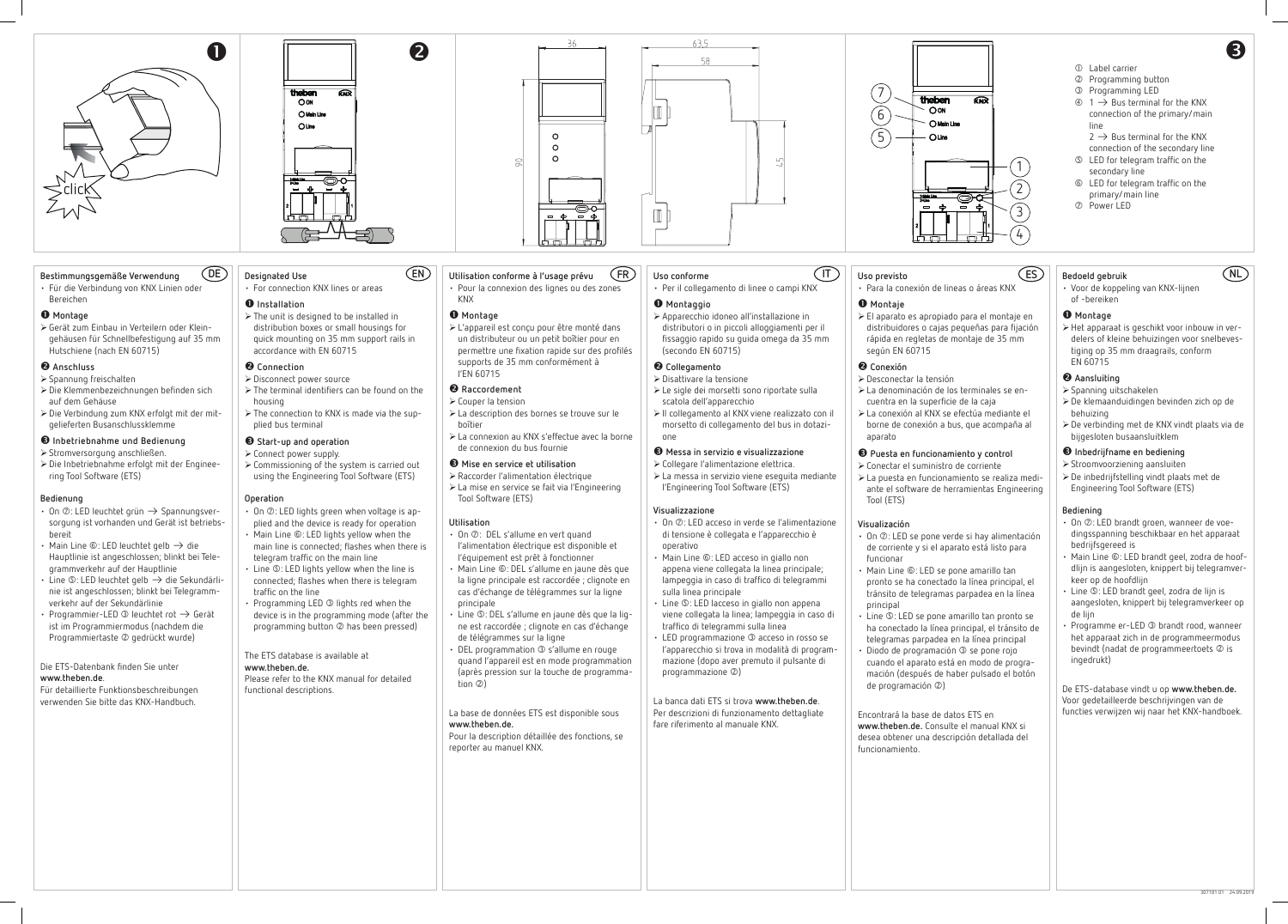❶

click

❷

theben KNX
ON
Main Line
Line

36

63,5

58

90

45

❸

7
6
5
1
2
3
4

① Label carrier
② Programming button
③ Programming LED
④ 1 → Bus terminal for the KNX connection of the primary/main line
2 → Bus terminal for the KNX connection of the secondary line
⑤ LED for telegram traffic on the secondary line
⑥ LED for telegram traffic on the primary/main line
⑦ Power LED

## Bestimmungsgemäße Verwendung (DE)

- Für die Verbindung von KNX Linien oder Bereichen

### ❶ Montage

➢ Gerät zum Einbau in Verteilern oder Kleingehäusen für Schnellbefestigung auf 35 mm Hutschiene (nach EN 60715)

### ❷ Anschluss

➢ Spannung freischalten
➢ Die Klemmenbezeichnungen befinden sich auf dem Gehäuse
➢ Die Verbindung zum KNX erfolgt mit der mitgelieferten Busanschlussklemme

### ❸ Inbetriebnahme und Bedienung

➢ Stromversorgung anschließen.
➢ Die Inbetriebnahme erfolgt mit der Engineering Tool Software (ETS)

### Bedienung

- On ⑦: LED leuchtet grün → Spannungsversorgung ist vorhanden und Gerät ist betriebsbereit
- Main Line ⑥: LED leuchtet gelb → die Hauptlinie ist angeschlossen; blinkt bei Telegrammverkehr auf der Hauptlinie
- Line ⑤: LED leuchtet gelb → die Sekundärlinie ist angeschlossen; blinkt bei Telegrammverkehr auf der Sekundärlinie
- Programmier-LED ③ leuchtet rot → Gerät ist im Programmiermodus (nachdem die Programmiertaste ② gedrückt wurde)

Die ETS-Datenbank finden Sie unter **www.theben.de**.
Für detaillierte Funktionsbeschreibungen verwenden Sie bitte das KNX-Handbuch.

## Designated Use (EN)

- For connection KNX lines or areas

### ❶ Installation

➢ The unit is designed to be installed in distribution boxes or small housings for quick mounting on 35 mm support rails in accordance with EN 60715

### ❷ Connection

➢ Disconnect power source
➢ The terminal identifiers can be found on the housing
➢ The connection to KNX is made via the supplied bus terminal

### ❸ Start-up and operation

➢ Connect power supply.
➢ Commissioning of the system is carried out using the Engineering Tool Software (ETS)

### Operation

- On ⑦: LED lights green when voltage is applied and the device is ready for operation
- Main Line ⑥: LED lights yellow when the main line is connected; flashes when there is telegram traffic on the main line
- Line ⑤: LED lights yellow when the line is connected; flashes when there is telegram traffic on the line
- Programming LED ③ lights red when the device is in the programming mode (after the programming button ② has been pressed)

The ETS database is available at **www.theben.de.**
Please refer to the KNX manual for detailed functional descriptions.

## Utilisation conforme à l'usage prévu (FR)

- Pour la connexion des lignes ou des zones KNX

### ❶ Montage

➢ L'appareil est conçu pour être monté dans un distributeur ou un petit boîtier pour en permettre une fixation rapide sur des profilés supports de 35 mm conformément à l'EN 60715

### ❷ Raccordement

➢ Couper la tension
➢ La description des bornes se trouve sur le boîtier
➢ La connexion au KNX s'effectue avec la borne de connexion du bus fournie

### ❸ Mise en service et utilisation

➢ Raccorder l'alimentation électrique
➢ La mise en service se fait via l'Engineering Tool Software (ETS)

### Utilisation

- On ⑦: DEL s'allume en vert quand l'alimentation électrique est disponible et l'équipement est prêt à fonctionner
- Main Line ⑥: DEL s'allume en jaune dès que la ligne principale est raccordée ; clignote en cas d'échange de télégrammes sur la ligne principale
- Line ⑤: DEL s'allume en jaune dès que la ligne est raccordée ; clignote en cas d'échange de télégrammes sur la ligne
- DEL programmation ③ s'allume en rouge quand l'appareil est en mode programmation (après pression sur la touche de programmation ②)

La base de données ETS est disponible sous **www.theben.de.**
Pour la description détaillée des fonctions, se reporter au manuel KNX.

## Uso conforme (IT)

- Per il collegamento di linee o campi KNX

### ❶ Montaggio

➢ Apparecchio idoneo all'installazione in distributori o in piccoli alloggiamenti per il fissaggio rapido su guida omega da 35 mm (secondo EN 60715)

### ❷ Collegamento

➢ Disattivare la tensione
➢ Le sigle dei morsetti sono riportate sulla scatola dell'apparecchio
➢ Il collegamento al KNX viene realizzato con il morsetto di collegamento del bus in dotazione

### ❸ Messa in servizio e visualizzazione

➢ Collegare l'alimentazione elettrica.
➢ La messa in servizio viene eseguita mediante l'Engineering Tool Software (ETS)

### Visualizzazione

- On ⑦: LED acceso in verde se l'alimentazione di tensione è collegata e l'apparecchio è operativo
- Main Line ⑥: LED acceso in giallo non appena viene collegata la linea principale; lampeggia in caso di traffico di telegrammi sulla linea principale
- Line ⑤: LED lacceso in giallo non appena viene collegata la linea; lampeggia in caso di traffico di telegrammi sulla linea
- LED programmazione ③ acceso in rosso se l'apparecchio si trova in modalità di programmazione (dopo aver premuto il pulsante di programmazione ②)

La banca dati ETS si trova **www.theben.de**.
Per descrizioni di funzionamento dettagliate fare riferimento al manuale KNX.

## Uso previsto (ES)

- Para la conexión de líneas o áreas KNX

### ❶ Montaje

➢ El aparato es apropiado para el montaje en distribuidores o cajas pequeñas para fijación rápida en regletas de montaje de 35 mm según EN 60715

### ❷ Conexión

➢ Desconectar la tensión
➢ La denominación de los terminales se encuentra en la superficie de la caja
➢ La conexión al KNX se efectúa mediante el borne de conexión a bus, que acompaña al aparato

### ❸ Puesta en funcionamiento y control

➢ Conectar el suministro de corriente
➢ La puesta en funcionamiento se realiza mediante el software de herramientas Engineering Tool (ETS)

### Visualización

- On ⑦: LED se pone verde si hay alimentación de corriente y si el aparato está listo para funcionar
- Main Line ⑥: LED se pone amarillo tan pronto se ha conectado la línea principal, el tránsito de telegramas parpadea en la línea principal
- Line ⑤: LED se pone amarillo tan pronto se ha conectado la línea principal, el tránsito de telegramas parpadea en la línea principal
- Diodo de programación ③ se pone rojo cuando el aparato está en modo de programación (después de haber pulsado el botón de programación ②)

Encontrará la base de datos ETS en **www.theben.de**. Consulte el manual KNX si desea obtener una descripción detallada del funcionamiento.

## Bedoeld gebruik (NL)

- Voor de koppeling van KNX-lijnen of -bereiken

### ❶ Montage

➢ Het apparaat is geschikt voor inbouw in verdelers of kleine behuizingen voor snelbevestiging op 35 mm draagrails, conform EN 60715

### ❷ Aansluiting

➢ Spanning uitschakelen
➢ De klemaanduidingen bevinden zich op de behuizing
➢ De verbinding met de KNX vindt plaats via de bijgesloten busaansluitklem

### ❸ Inbedrijfname en bediening

➢ Stroomvoorziening aansluiten
➢ De inbedrijfstelling vindt plaats met de Engineering Tool Software (ETS)

### Bediening

- On ⑦: LED brandt groen, wanneer de voedingsspanning beschikbaar en het apparaat bedrijfsgereed is
- Main Line ⑥: LED brandt geel, zodra de hoofdlijn is aangesloten, knippert bij telegramverkeer op de hoofdlijn
- Line ⑤: LED brandt geel, zodra de lijn is aangesloten, knippert bij telegramverkeer op de lijn
- Programme er-LED ③ brandt rood, wanneer het apparaat zich in de programmeermodus bevindt (nadat de programmeertoets ② is ingedrukt)

De ETS-database vindt u op **www.theben.de.** Voor gedetailleerde beschrijvingen van de functies verwijzen wij naar het KNX-handboek.

307181 01 24.09.2019